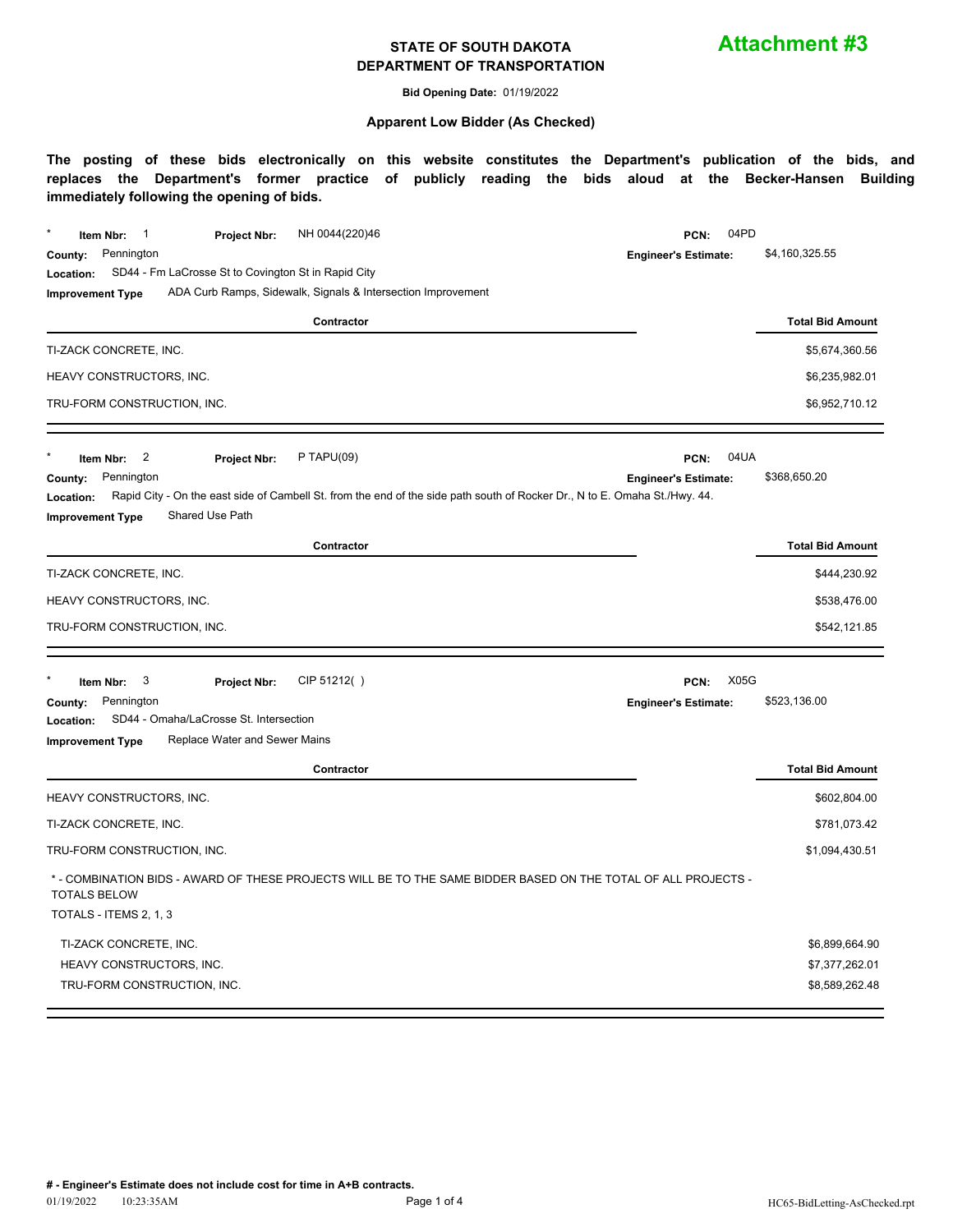# Attachment #3

## STATE OF SOUTH DAKOTA
## DEPARTMENT OF TRANSPORTATION

**Bid Opening Date:** 01/19/2022

### Apparent Low Bidder (As Checked)

**The posting of these bids electronically on this website constitutes the Department's publication of the bids, and replaces the Department's former practice of publicly reading the bids aloud at the Becker-Hansen Building immediately following the opening of bids.**

---

\* **Item Nbr:** 1 **Project Nbr:** NH 0044(220)46 **PCN:** 04PD
**County:** Pennington **Engineer's Estimate:** $4,160,325.55
**Location:** SD44 - Fm LaCrosse St to Covington St in Rapid City
**Improvement Type** ADA Curb Ramps, Sidewalk, Signals & Intersection Improvement

| Contractor | Total Bid Amount |
|---|---|
| TI-ZACK CONCRETE, INC. | $5,674,360.56 |
| HEAVY CONSTRUCTORS, INC. | $6,235,982.01 |
| TRU-FORM CONSTRUCTION, INC. | $6,952,710.12 |

---

\* **Item Nbr:** 2 **Project Nbr:** P TAPU(09) **PCN:** 04UA
**County:** Pennington **Engineer's Estimate:** $368,650.20
**Location:** Rapid City - On the east side of Cambell St. from the end of the side path south of Rocker Dr., N to E. Omaha St./Hwy. 44.
**Improvement Type** Shared Use Path

| Contractor | Total Bid Amount |
|---|---|
| TI-ZACK CONCRETE, INC. | $444,230.92 |
| HEAVY CONSTRUCTORS, INC. | $538,476.00 |
| TRU-FORM CONSTRUCTION, INC. | $542,121.85 |

---

\* **Item Nbr:** 3 **Project Nbr:** CIP 51212( ) **PCN:** X05G
**County:** Pennington **Engineer's Estimate:** $523,136.00
**Location:** SD44 - Omaha/LaCrosse St. Intersection
**Improvement Type** Replace Water and Sewer Mains

| Contractor | Total Bid Amount |
|---|---|
| HEAVY CONSTRUCTORS, INC. | $602,804.00 |
| TI-ZACK CONCRETE, INC. | $781,073.42 |
| TRU-FORM CONSTRUCTION, INC. | $1,094,430.51 |

\* - COMBINATION BIDS - AWARD OF THESE PROJECTS WILL BE TO THE SAME BIDDER BASED ON THE TOTAL OF ALL PROJECTS - TOTALS BELOW

TOTALS - ITEMS 2, 1, 3

| Contractor | Total |
|---|---|
| TI-ZACK CONCRETE, INC. | $6,899,664.90 |
| HEAVY CONSTRUCTORS, INC. | $7,377,262.01 |
| TRU-FORM CONSTRUCTION, INC. | $8,589,262.48 |

---

**# - Engineer's Estimate does not include cost for time in A+B contracts.**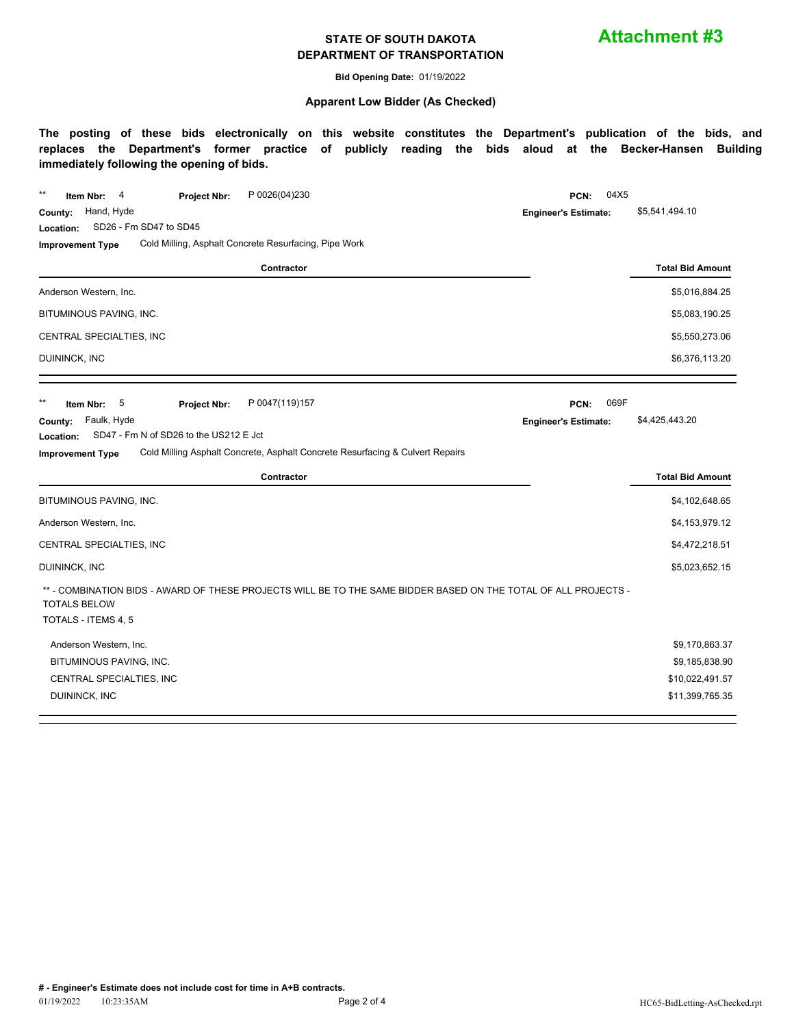**Attachment #3**

**STATE OF SOUTH DAKOTA**
**DEPARTMENT OF TRANSPORTATION**

**Bid Opening Date:** 01/19/2022

**Apparent Low Bidder (As Checked)**

**The posting of these bids electronically on this website constitutes the Department's publication of the bids, and replaces the Department's former practice of publicly reading the bids aloud at the Becker-Hansen Building immediately following the opening of bids.**

** **Item Nbr:** 4 **Project Nbr:** P 0026(04)230 **PCN:** 04X5
**County:** Hand, Hyde **Engineer's Estimate:** $5,541,494.10
**Location:** SD26 - Fm SD47 to SD45
**Improvement Type** Cold Milling, Asphalt Concrete Resurfacing, Pipe Work

| Contractor | Total Bid Amount |
|---|---|
| Anderson Western, Inc. | $5,016,884.25 |
| BITUMINOUS PAVING, INC. | $5,083,190.25 |
| CENTRAL SPECIALTIES, INC | $5,550,273.06 |
| DUININCK, INC | $6,376,113.20 |

** **Item Nbr:** 5 **Project Nbr:** P 0047(119)157 **PCN:** 069F
**County:** Faulk, Hyde **Engineer's Estimate:** $4,425,443.20
**Location:** SD47 - Fm N of SD26 to the US212 E Jct
**Improvement Type** Cold Milling Asphalt Concrete, Asphalt Concrete Resurfacing & Culvert Repairs

| Contractor | Total Bid Amount |
|---|---|
| BITUMINOUS PAVING, INC. | $4,102,648.65 |
| Anderson Western, Inc. | $4,153,979.12 |
| CENTRAL SPECIALTIES, INC | $4,472,218.51 |
| DUININCK, INC | $5,023,652.15 |

** - COMBINATION BIDS - AWARD OF THESE PROJECTS WILL BE TO THE SAME BIDDER BASED ON THE TOTAL OF ALL PROJECTS - TOTALS BELOW

TOTALS - ITEMS 4, 5

| Contractor | Total |
|---|---|
| Anderson Western, Inc. | $9,170,863.37 |
| BITUMINOUS PAVING, INC. | $9,185,838.90 |
| CENTRAL SPECIALTIES, INC | $10,022,491.57 |
| DUININCK, INC | $11,399,765.35 |

**# - Engineer's Estimate does not include cost for time in A+B contracts.**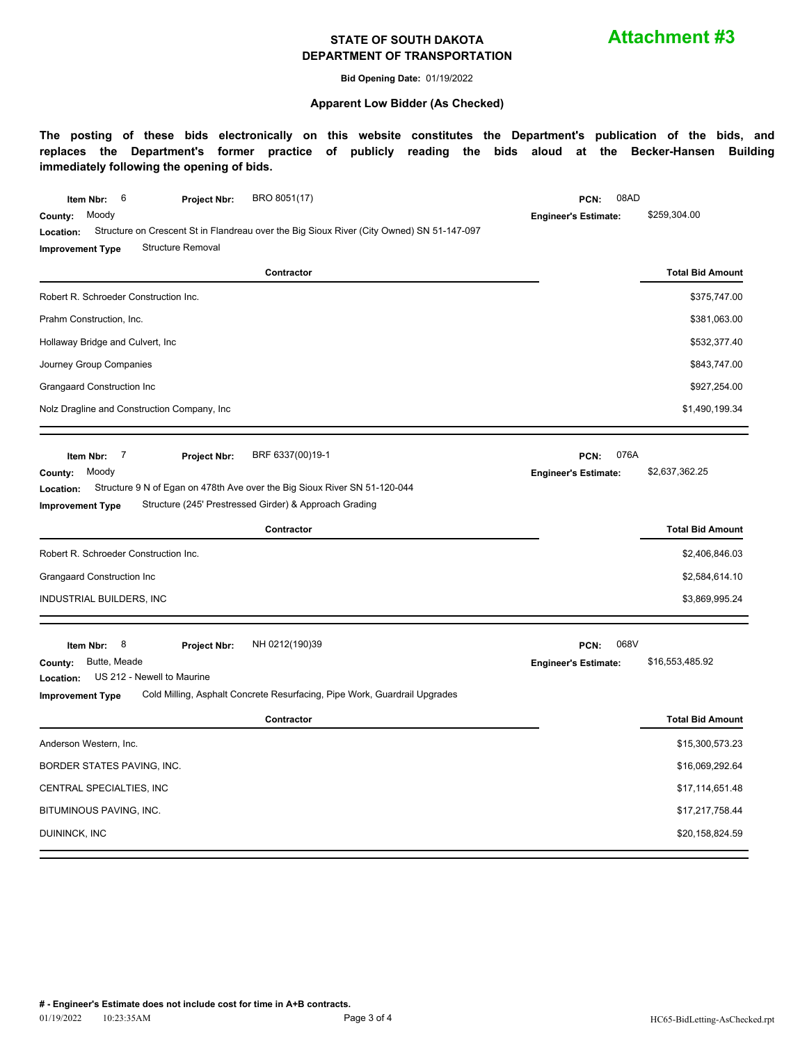**Attachment #3**

**STATE OF SOUTH DAKOTA**
**DEPARTMENT OF TRANSPORTATION**

**Bid Opening Date:** 01/19/2022

**Apparent Low Bidder (As Checked)**

**The posting of these bids electronically on this website constitutes the Department's publication of the bids, and replaces the Department's former practice of publicly reading the bids aloud at the Becker-Hansen Building immediately following the opening of bids.**

**Item Nbr:** 6 **Project Nbr:** BRO 8051(17) **PCN:** 08AD
**County:** Moody **Engineer's Estimate:** $259,304.00
**Location:** Structure on Crescent St in Flandreau over the Big Sioux River (City Owned) SN 51-147-097
**Improvement Type** Structure Removal

| Contractor | Total Bid Amount |
|---|---|
| Robert R. Schroeder Construction Inc. | $375,747.00 |
| Prahm Construction, Inc. | $381,063.00 |
| Hollaway Bridge and Culvert, Inc | $532,377.40 |
| Journey Group Companies | $843,747.00 |
| Grangaard Construction Inc | $927,254.00 |
| Nolz Dragline and Construction Company, Inc | $1,490,199.34 |

**Item Nbr:** 7 **Project Nbr:** BRF 6337(00)19-1 **PCN:** 076A
**County:** Moody **Engineer's Estimate:** $2,637,362.25
**Location:** Structure 9 N of Egan on 478th Ave over the Big Sioux River SN 51-120-044
**Improvement Type** Structure (245' Prestressed Girder) & Approach Grading

| Contractor | Total Bid Amount |
|---|---|
| Robert R. Schroeder Construction Inc. | $2,406,846.03 |
| Grangaard Construction Inc | $2,584,614.10 |
| INDUSTRIAL BUILDERS, INC | $3,869,995.24 |

**Item Nbr:** 8 **Project Nbr:** NH 0212(190)39 **PCN:** 068V
**County:** Butte, Meade **Engineer's Estimate:** $16,553,485.92
**Location:** US 212 - Newell to Maurine
**Improvement Type** Cold Milling, Asphalt Concrete Resurfacing, Pipe Work, Guardrail Upgrades

| Contractor | Total Bid Amount |
|---|---|
| Anderson Western, Inc. | $15,300,573.23 |
| BORDER STATES PAVING, INC. | $16,069,292.64 |
| CENTRAL SPECIALTIES, INC | $17,114,651.48 |
| BITUMINOUS PAVING, INC. | $17,217,758.44 |
| DUININCK, INC | $20,158,824.59 |

**# - Engineer's Estimate does not include cost for time in A+B contracts.**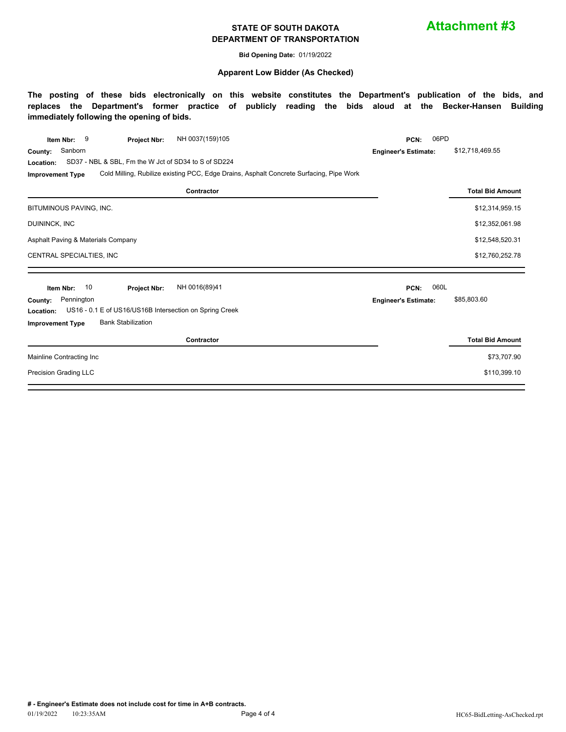**Attachment #3**

**STATE OF SOUTH DAKOTA**
**DEPARTMENT OF TRANSPORTATION**

**Bid Opening Date:** 01/19/2022

**Apparent Low Bidder (As Checked)**

**The posting of these bids electronically on this website constitutes the Department's publication of the bids, and replaces the Department's former practice of publicly reading the bids aloud at the Becker-Hansen Building immediately following the opening of bids.**

**Item Nbr:** 9 **Project Nbr:** NH 0037(159)105 **PCN:** 06PD
**County:** Sanborn **Engineer's Estimate:** $12,718,469.55
**Location:** SD37 - NBL & SBL, Fm the W Jct of SD34 to S of SD224
**Improvement Type** Cold Milling, Rubilize existing PCC, Edge Drains, Asphalt Concrete Surfacing, Pipe Work

| Contractor | Total Bid Amount |
|---|---|
| BITUMINOUS PAVING, INC. | $12,314,959.15 |
| DUININCK, INC | $12,352,061.98 |
| Asphalt Paving & Materials Company | $12,548,520.31 |
| CENTRAL SPECIALTIES, INC | $12,760,252.78 |

**Item Nbr:** 10 **Project Nbr:** NH 0016(89)41 **PCN:** 060L
**County:** Pennington **Engineer's Estimate:** $85,803.60
**Location:** US16 - 0.1 E of US16/US16B Intersection on Spring Creek
**Improvement Type** Bank Stabilization

| Contractor | Total Bid Amount |
|---|---|
| Mainline Contracting Inc | $73,707.90 |
| Precision Grading LLC | $110,399.10 |

**# - Engineer's Estimate does not include cost for time in A+B contracts.**

01/19/2022 10:23:35AM HC65-BidLetting-AsChecked.rpt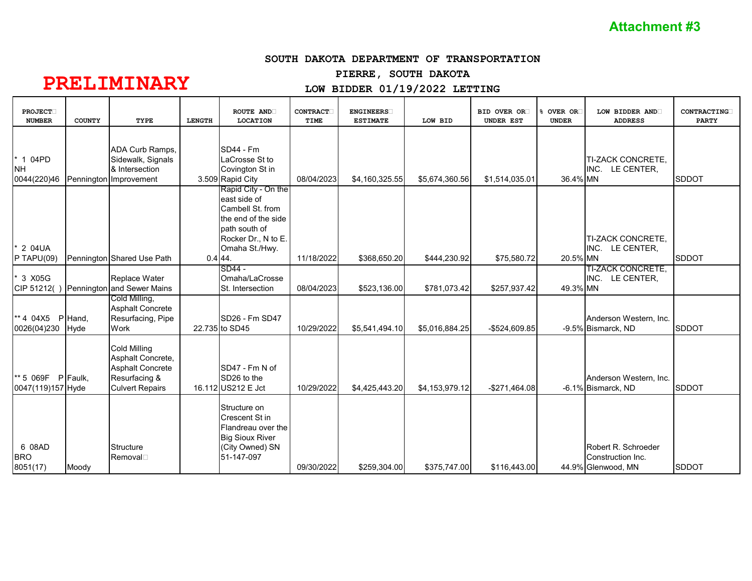**Attachment #3**

**PRELIMINARY**

**SOUTH DAKOTA DEPARTMENT OF TRANSPORTATION**

**PIERRE, SOUTH DAKOTA**

**LOW BIDDER 01/19/2022 LETTING**

| PROJECT NUMBER | COUNTY | TYPE | LENGTH | ROUTE AND LOCATION | CONTRACT TIME | ENGINEERS ESTIMATE | LOW BID | BID OVER OR UNDER EST | % OVER OR UNDER | LOW BIDDER AND ADDRESS | CONTRACTING PARTY |
|---|---|---|---|---|---|---|---|---|---|---|---|
| * 1 04PD NH 0044(220)46 | Pennington | ADA Curb Ramps, Sidewalk, Signals & Intersection Improvement | 3.509 | SD44 - Fm LaCrosse St to Covington St in Rapid City | 08/04/2023 | $4,160,325.55 | $5,674,360.56 | $1,514,035.01 | 36.4% | TI-ZACK CONCRETE, INC. LE CENTER, MN | SDDOT |
| * 2 04UA P TAPU(09) | Pennington | Shared Use Path | 0.4 | Rapid City - On the east side of Cambell St. from the end of the side path south of Rocker Dr., N to E. Omaha St./Hwy. 44. | 11/18/2022 | $368,650.20 | $444,230.92 | $75,580.72 | 20.5% | TI-ZACK CONCRETE, INC. LE CENTER, MN | SDDOT |
| * 3 X05G CIP 51212( ) | Pennington | Replace Water and Sewer Mains | | SD44 - Omaha/LaCrosse St. Intersection | 08/04/2023 | $523,136.00 | $781,073.42 | $257,937.42 | 49.3% | TI-ZACK CONCRETE, INC. LE CENTER, MN | |
| ** 4 04X5 P 0026(04)230 | Hand, Hyde | Cold Milling, Asphalt Concrete Resurfacing, Pipe Work | 22.735 | SD26 - Fm SD47 to SD45 | 10/29/2022 | $5,541,494.10 | $5,016,884.25 | -$524,609.85 | -9.5% | Anderson Western, Inc. Bismarck, ND | SDDOT |
| ** 5 069F P 0047(119)157 | Faulk, Hyde | Cold Milling Asphalt Concrete, Asphalt Concrete Resurfacing & Culvert Repairs | 16.112 | SD47 - Fm N of SD26 to the US212 E Jct | 10/29/2022 | $4,425,443.20 | $4,153,979.12 | -$271,464.08 | -6.1% | Anderson Western, Inc. Bismarck, ND | SDDOT |
| 6 08AD BRO 8051(17) | Moody | Structure Removal | | Structure on Crescent St in Flandreau over the Big Sioux River (City Owned) SN 51-147-097 | 09/30/2022 | $259,304.00 | $375,747.00 | $116,443.00 | 44.9% | Robert R. Schroeder Construction Inc. Glenwood, MN | SDDOT |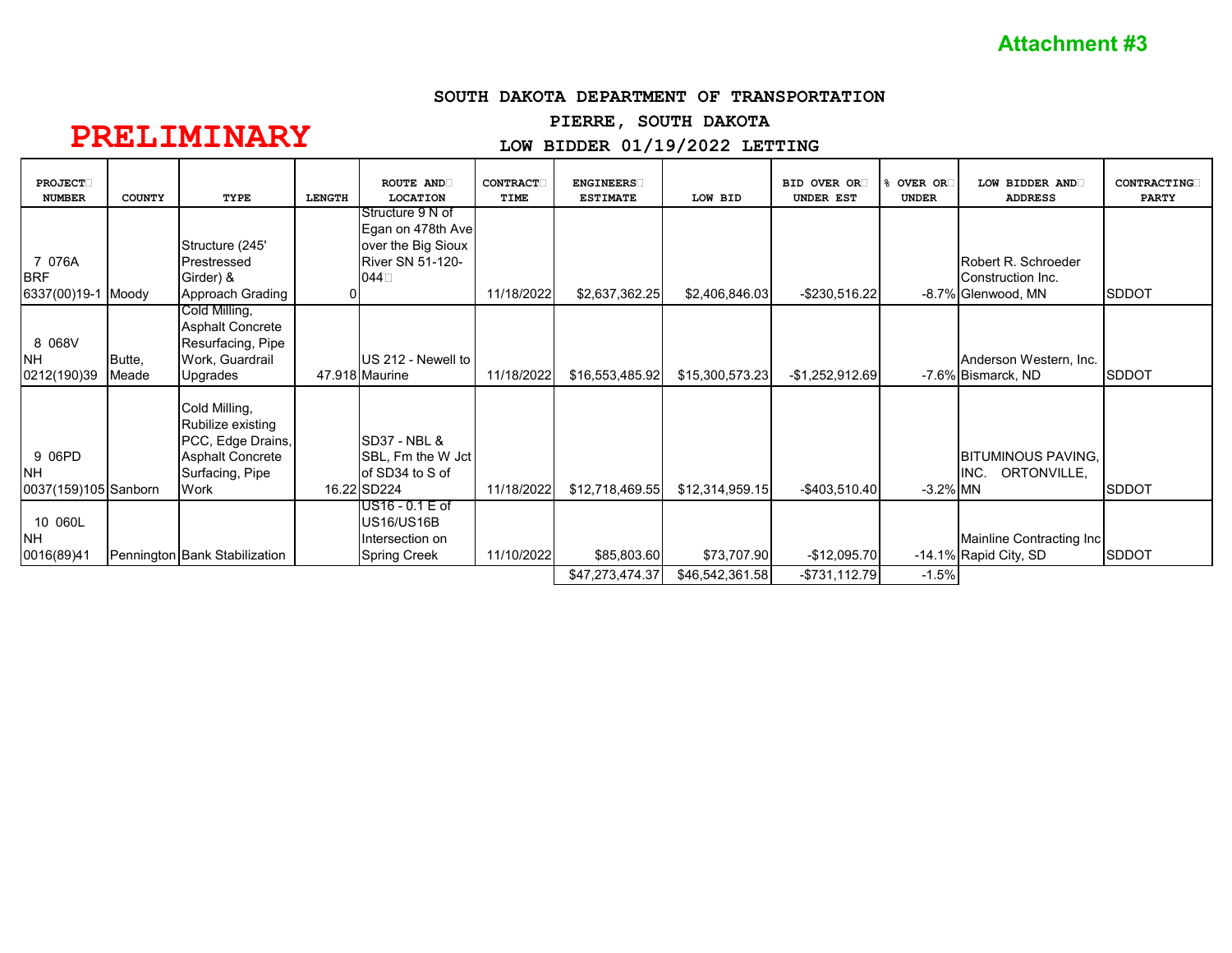**Attachment #3**

# PRELIMINARY

## SOUTH DAKOTA DEPARTMENT OF TRANSPORTATION

## PIERRE, SOUTH DAKOTA

## LOW BIDDER 01/19/2022 LETTING

| PROJECT NUMBER | COUNTY | TYPE | LENGTH | ROUTE AND LOCATION | CONTRACT TIME | ENGINEERS ESTIMATE | LOW BID | BID OVER OR UNDER EST | % OVER OR UNDER | LOW BIDDER AND ADDRESS | CONTRACTING PARTY |
|---|---|---|---|---|---|---|---|---|---|---|---|
| 7 076A BRF 6337(00)19-1 | Moody | Structure (245' Prestressed Girder) & Approach Grading | 0 | Structure 9 N of Egan on 478th Ave over the Big Sioux River SN 51-120-044 | 11/18/2022 | $2,637,362.25 | $2,406,846.03 | -$230,516.22 | -8.7% | Robert R. Schroeder Construction Inc. Glenwood, MN | SDDOT |
| 8 068V NH 0212(190)39 | Butte, Meade | Cold Milling, Asphalt Concrete Resurfacing, Pipe Work, Guardrail Upgrades | 47.918 | US 212 - Newell to Maurine | 11/18/2022 | $16,553,485.92 | $15,300,573.23 | -$1,252,912.69 | -7.6% | Anderson Western, Inc. Bismarck, ND | SDDOT |
| 9 06PD NH 0037(159)105 | Sanborn | Cold Milling, Rubilize existing PCC, Edge Drains, Asphalt Concrete Surfacing, Pipe Work | 16.22 | SD37 - NBL & SBL, Fm the W Jct of SD34 to S of SD224 | 11/18/2022 | $12,718,469.55 | $12,314,959.15 | -$403,510.40 | -3.2% | BITUMINOUS PAVING, INC. ORTONVILLE, MN | SDDOT |
| 10 060L NH 0016(89)41 | Pennington | Bank Stabilization | | US16 - 0.1 E of US16/US16B Intersection on Spring Creek | 11/10/2022 | $85,803.60 | $73,707.90 | -$12,095.70 | -14.1% | Mainline Contracting Inc Rapid City, SD | SDDOT |
| | | | | | | $47,273,474.37 | $46,542,361.58 | -$731,112.79 | -1.5% | | |